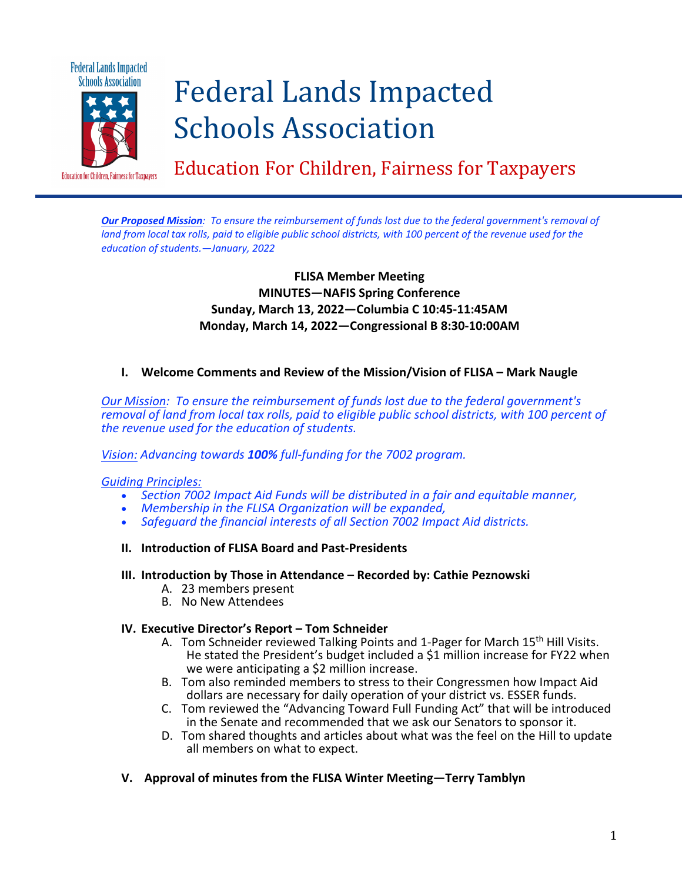# Federal Lands Impacted Schools Association

## Education For Children, Fairness for Taxpayers

***Our Proposed Mission**: To ensure the reimbursement of funds lost due to the federal government's removal of land from local tax rolls, paid to eligible public school districts, with 100 percent of the revenue used for the education of students.—January, 2022*

**FLISA Member Meeting**
**MINUTES—NAFIS Spring Conference**
**Sunday, March 13, 2022—Columbia C 10:45-11:45AM**
**Monday, March 14, 2022—Congressional B 8:30-10:00AM**

### I. Welcome Comments and Review of the Mission/Vision of FLISA – Mark Naugle

*Our Mission: To ensure the reimbursement of funds lost due to the federal government's removal of land from local tax rolls, paid to eligible public school districts, with 100 percent of the revenue used for the education of students.*

*Vision: Advancing towards **100%** full-funding for the 7002 program.*

*Guiding Principles:*

- *Section 7002 Impact Aid Funds will be distributed in a fair and equitable manner,*
- *Membership in the FLISA Organization will be expanded,*
- *Safeguard the financial interests of all Section 7002 Impact Aid districts.*

### II. Introduction of FLISA Board and Past-Presidents

### III. Introduction by Those in Attendance – Recorded by: Cathie Peznowski

A. 23 members present
B. No New Attendees

### IV. Executive Director's Report – Tom Schneider

A. Tom Schneider reviewed Talking Points and 1-Pager for March 15th Hill Visits. He stated the President's budget included a $1 million increase for FY22 when we were anticipating a $2 million increase.
B. Tom also reminded members to stress to their Congressmen how Impact Aid dollars are necessary for daily operation of your district vs. ESSER funds.
C. Tom reviewed the "Advancing Toward Full Funding Act" that will be introduced in the Senate and recommended that we ask our Senators to sponsor it.
D. Tom shared thoughts and articles about what was the feel on the Hill to update all members on what to expect.

### V. Approval of minutes from the FLISA Winter Meeting—Terry Tamblyn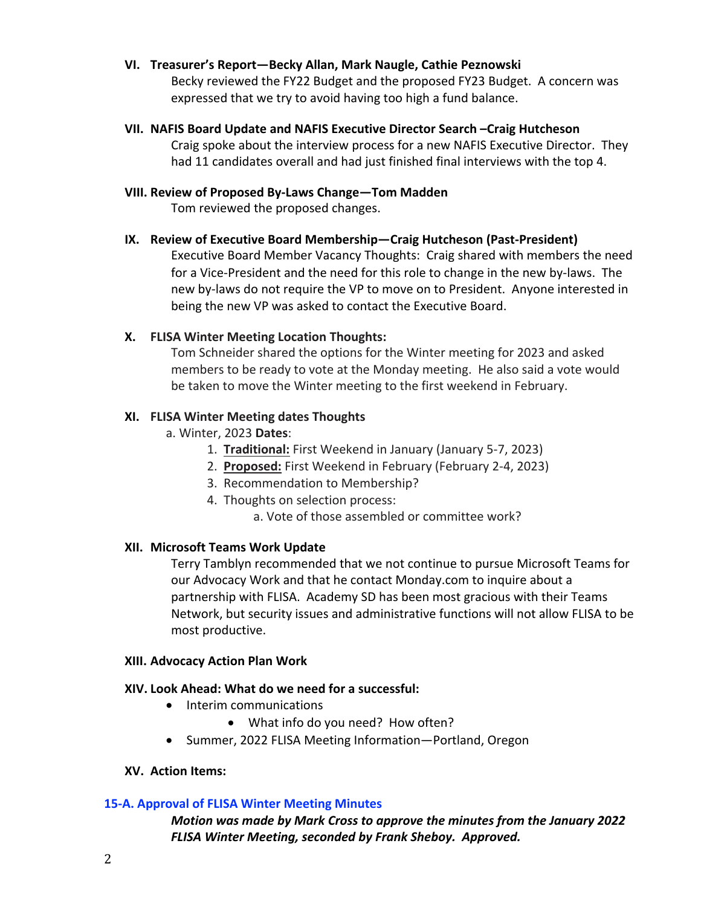**VI. Treasurer's Report—Becky Allan, Mark Naugle, Cathie Peznowski**

Becky reviewed the FY22 Budget and the proposed FY23 Budget. A concern was expressed that we try to avoid having too high a fund balance.

**VII. NAFIS Board Update and NAFIS Executive Director Search –Craig Hutcheson**

Craig spoke about the interview process for a new NAFIS Executive Director. They had 11 candidates overall and had just finished final interviews with the top 4.

**VIII. Review of Proposed By-Laws Change—Tom Madden**

Tom reviewed the proposed changes.

**IX. Review of Executive Board Membership—Craig Hutcheson (Past-President)**

Executive Board Member Vacancy Thoughts: Craig shared with members the need for a Vice-President and the need for this role to change in the new by-laws. The new by-laws do not require the VP to move on to President. Anyone interested in being the new VP was asked to contact the Executive Board.

**X. FLISA Winter Meeting Location Thoughts:**

Tom Schneider shared the options for the Winter meeting for 2023 and asked members to be ready to vote at the Monday meeting. He also said a vote would be taken to move the Winter meeting to the first weekend in February.

**XI. FLISA Winter Meeting dates Thoughts**

a. Winter, 2023 **Dates**:

1. **Traditional:** First Weekend in January (January 5-7, 2023)
2. **Proposed:** First Weekend in February (February 2-4, 2023)
3. Recommendation to Membership?
4. Thoughts on selection process:
    a. Vote of those assembled or committee work?

**XII. Microsoft Teams Work Update**

Terry Tamblyn recommended that we not continue to pursue Microsoft Teams for our Advocacy Work and that he contact Monday.com to inquire about a partnership with FLISA. Academy SD has been most gracious with their Teams Network, but security issues and administrative functions will not allow FLISA to be most productive.

**XIII. Advocacy Action Plan Work**

**XIV. Look Ahead: What do we need for a successful:**

- Interim communications
    - What info do you need? How often?
- Summer, 2022 FLISA Meeting Information—Portland, Oregon

**XV. Action Items:**

**15-A. Approval of FLISA Winter Meeting Minutes**

***Motion was made by Mark Cross to approve the minutes from the January 2022 FLISA Winter Meeting, seconded by Frank Sheboy. Approved.***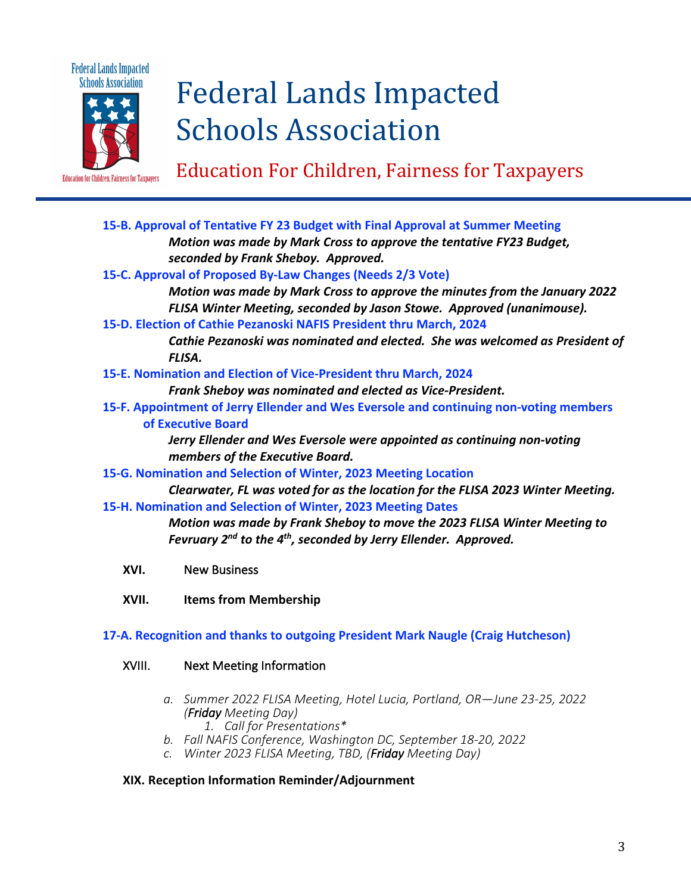# Federal Lands Impacted Schools Association

## Education For Children, Fairness for Taxpayers

**15-B. Approval of Tentative FY 23 Budget with Final Approval at Summer Meeting**

***Motion was made by Mark Cross to approve the tentative FY23 Budget, seconded by Frank Sheboy. Approved.***

**15-C. Approval of Proposed By-Law Changes (Needs 2/3 Vote)**

***Motion was made by Mark Cross to approve the minutes from the January 2022 FLISA Winter Meeting, seconded by Jason Stowe. Approved (unanimouse).***

**15-D. Election of Cathie Pezanoski NAFIS President thru March, 2024**

***Cathie Pezanoski was nominated and elected. She was welcomed as President of FLISA.***

**15-E. Nomination and Election of Vice-President thru March, 2024**

***Frank Sheboy was nominated and elected as Vice-President.***

**15-F. Appointment of Jerry Ellender and Wes Eversole and continuing non-voting members of Executive Board**

***Jerry Ellender and Wes Eversole were appointed as continuing non-voting members of the Executive Board.***

**15-G. Nomination and Selection of Winter, 2023 Meeting Location**

***Clearwater, FL was voted for as the location for the FLISA 2023 Winter Meeting.***

**15-H. Nomination and Selection of Winter, 2023 Meeting Dates**

***Motion was made by Frank Sheboy to move the 2023 FLISA Winter Meeting to Fevruary 2nd to the 4th, seconded by Jerry Ellender. Approved.***

**XVI.** New Business

**XVII. Items from Membership**

**17-A. Recognition and thanks to outgoing President Mark Naugle (Craig Hutcheson)**

XVIII. Next Meeting Information

a. *Summer 2022 FLISA Meeting, Hotel Lucia, Portland, OR—June 23-25, 2022 (**Friday** Meeting Day)*
   1. *Call for Presentations**
b. *Fall NAFIS Conference, Washington DC, September 18-20, 2022*
c. *Winter 2023 FLISA Meeting, TBD, (**Friday** Meeting Day)*

**XIX. Reception Information Reminder/Adjournment**